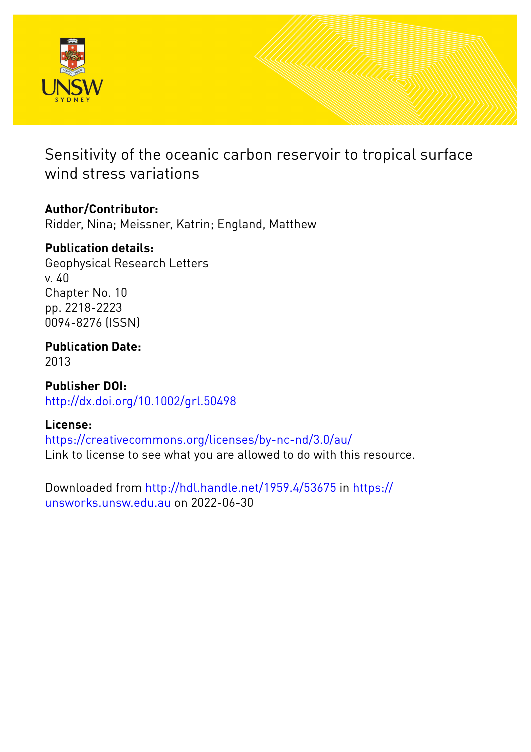# Sensitivity of the oceanic carbon reservoir to tropical surface wind stress variations

**Author/Contributor:**
Ridder, Nina; Meissner, Katrin; England, Matthew

**Publication details:**
Geophysical Research Letters
v. 40
Chapter No. 10
pp. 2218-2223
0094-8276 (ISSN)

**Publication Date:**
2013

**Publisher DOI:**
http://dx.doi.org/10.1002/grl.50498

**License:**
https://creativecommons.org/licenses/by-nc-nd/3.0/au/
Link to license to see what you are allowed to do with this resource.

Downloaded from http://hdl.handle.net/1959.4/53675 in https://unsworks.unsw.edu.au on 2022-06-30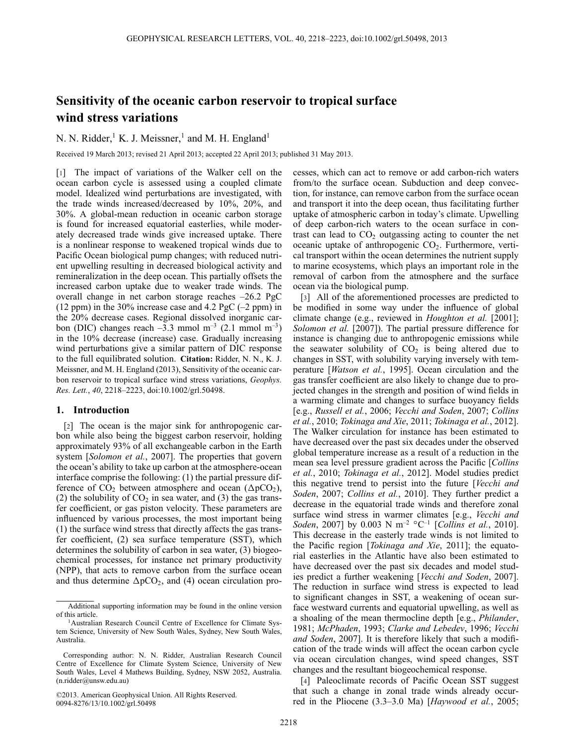# Sensitivity of the oceanic carbon reservoir to tropical surface wind stress variations

N. N. Ridder,[1] K. J. Meissner,[1] and M. H. England[1]

Received 19 March 2013; revised 21 April 2013; accepted 22 April 2013; published 31 May 2013.

[1] The impact of variations of the Walker cell on the ocean carbon cycle is assessed using a coupled climate model. Idealized wind perturbations are investigated, with the trade winds increased/decreased by 10%, 20%, and 30%. A global-mean reduction in oceanic carbon storage is found for increased equatorial easterlies, while moderately decreased trade winds give increased uptake. There is a nonlinear response to weakened tropical winds due to Pacific Ocean biological pump changes; with reduced nutrient upwelling resulting in decreased biological activity and remineralization in the deep ocean. This partially offsets the increased carbon uptake due to weaker trade winds. The overall change in net carbon storage reaches –26.2 PgC (12 ppm) in the 30% increase case and 4.2 PgC (–2 ppm) in the 20% decrease cases. Regional dissolved inorganic carbon (DIC) changes reach –3.3 mmol m$^{-3}$ (2.1 mmol m$^{-3}$) in the 10% decrease (increase) case. Gradually increasing wind perturbations give a similar pattern of DIC response to the full equilibrated solution. **Citation:** Ridder, N. N., K. J. Meissner, and M. H. England (2013), Sensitivity of the oceanic carbon reservoir to tropical surface wind stress variations, *Geophys. Res. Lett.*, *40*, 2218–2223, doi:10.1002/grl.50498.

## 1. Introduction

[2] The ocean is the major sink for anthropogenic carbon while also being the biggest carbon reservoir, holding approximately 93% of all exchangeable carbon in the Earth system [*Solomon et al.*, 2007]. The properties that govern the ocean's ability to take up carbon at the atmosphere-ocean interface comprise the following: (1) the partial pressure difference of $CO_2$ between atmosphere and ocean ($\Delta pCO_2$), (2) the solubility of $CO_2$ in sea water, and (3) the gas transfer coefficient, or gas piston velocity. These parameters are influenced by various processes, the most important being (1) the surface wind stress that directly affects the gas transfer coefficient, (2) sea surface temperature (SST), which determines the solubility of carbon in sea water, (3) biogeochemical processes, for instance net primary productivity (NPP), that acts to remove carbon from the surface ocean and thus determine $\Delta pCO_2$, and (4) ocean circulation processes, which can act to remove or add carbon-rich waters from/to the surface ocean. Subduction and deep convection, for instance, can remove carbon from the surface ocean and transport it into the deep ocean, thus facilitating further uptake of atmospheric carbon in today's climate. Upwelling of deep carbon-rich waters to the ocean surface in contrast can lead to $CO_2$ outgassing acting to counter the net oceanic uptake of anthropogenic $CO_2$. Furthermore, vertical transport within the ocean determines the nutrient supply to marine ecosystems, which plays an important role in the removal of carbon from the atmosphere and the surface ocean via the biological pump.

[3] All of the aforementioned processes are predicted to be modified in some way under the influence of global climate change (e.g., reviewed in *Houghton et al.* [2001]; *Solomon et al.* [2007]). The partial pressure difference for instance is changing due to anthropogenic emissions while the seawater solubility of $CO_2$ is being altered due to changes in SST, with solubility varying inversely with temperature [*Watson et al.*, 1995]. Ocean circulation and the gas transfer coefficient are also likely to change due to projected changes in the strength and position of wind fields in a warming climate and changes to surface buoyancy fields [e.g., *Russell et al.*, 2006; *Vecchi and Soden*, 2007; *Collins et al.*, 2010; *Tokinaga and Xie*, 2011; *Tokinaga et al.*, 2012]. The Walker circulation for instance has been estimated to have decreased over the past six decades under the observed global temperature increase as a result of a reduction in the mean sea level pressure gradient across the Pacific [*Collins et al.*, 2010; *Tokinaga et al.*, 2012]. Model studies predict this negative trend to persist into the future [*Vecchi and Soden*, 2007; *Collins et al.*, 2010]. They further predict a decrease in the equatorial trade winds and therefore zonal surface wind stress in warmer climates [e.g., *Vecchi and Soden*, 2007] by 0.003 N m$^{-2}$ °C$^{-1}$ [*Collins et al.*, 2010]. This decrease in the easterly trade winds is not limited to the Pacific region [*Tokinaga and Xie*, 2011]; the equatorial easterlies in the Atlantic have also been estimated to have decreased over the past six decades and model studies predict a further weakening [*Vecchi and Soden*, 2007]. The reduction in surface wind stress is expected to lead to significant changes in SST, a weakening of ocean surface westward currents and equatorial upwelling, as well as a shoaling of the mean thermocline depth [e.g., *Philander*, 1981; *McPhaden*, 1993; *Clarke and Lebedev*, 1996; *Vecchi and Soden*, 2007]. It is therefore likely that such a modification of the trade winds will affect the ocean carbon cycle via ocean circulation changes, wind speed changes, SST changes and the resultant biogeochemical response.

[4] Paleoclimate records of Pacific Ocean SST suggest that such a change in zonal trade winds already occurred in the Pliocene (3.3–3.0 Ma) [*Haywood et al.*, 2005;

Additional supporting information may be found in the online version of this article.

[1]Australian Research Council Centre of Excellence for Climate System Science, University of New South Wales, Sydney, New South Wales, Australia.

Corresponding author: N. N. Ridder, Australian Research Council Centre of Excellence for Climate System Science, University of New South Wales, Level 4 Mathews Building, Sydney, NSW 2052, Australia. (n.ridder@unsw.edu.au)

©2013. American Geophysical Union. All Rights Reserved.
0094-8276/13/10.1002/grl.50498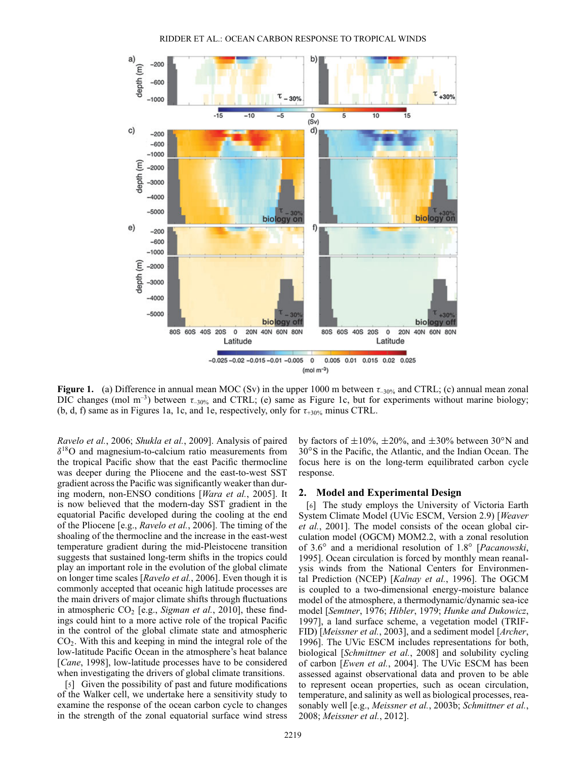**Figure 1.** (a) Difference in annual mean MOC (Sv) in the upper 1000 m between $\tau_{-30\%}$ and CTRL; (c) annual mean zonal DIC changes (mol m$^{-3}$) between $\tau_{-30\%}$ and CTRL; (e) same as Figure 1c, but for experiments without marine biology; (b, d, f) same as in Figures 1a, 1c, and 1e, respectively, only for $\tau_{+30\%}$ minus CTRL.

*Ravelo et al.*, 2006; *Shukla et al.*, 2009]. Analysis of paired $\delta^{18}$O and magnesium-to-calcium ratio measurements from the tropical Pacific show that the east Pacific thermocline was deeper during the Pliocene and the east-to-west SST gradient across the Pacific was significantly weaker than during modern, non-ENSO conditions [*Wara et al.*, 2005]. It is now believed that the modern-day SST gradient in the equatorial Pacific developed during the cooling at the end of the Pliocene [e.g., *Ravelo et al.*, 2006]. The timing of the shoaling of the thermocline and the increase in the east-west temperature gradient during the mid-Pleistocene transition suggests that sustained long-term shifts in the tropics could play an important role in the evolution of the global climate on longer time scales [*Ravelo et al.*, 2006]. Even though it is commonly accepted that oceanic high latitude processes are the main drivers of major climate shifts through fluctuations in atmospheric $CO_2$ [e.g., *Sigman et al.*, 2010], these findings could hint to a more active role of the tropical Pacific in the control of the global climate state and atmospheric $CO_2$. With this and keeping in mind the integral role of the low-latitude Pacific Ocean in the atmosphere's heat balance [*Cane*, 1998], low-latitude processes have to be considered when investigating the drivers of global climate transitions.

[5] Given the possibility of past and future modifications of the Walker cell, we undertake here a sensitivity study to examine the response of the ocean carbon cycle to changes in the strength of the zonal equatorial surface wind stress by factors of ±10%, ±20%, and ±30% between 30°N and 30°S in the Pacific, the Atlantic, and the Indian Ocean. The focus here is on the long-term equilibrated carbon cycle response.

## 2. Model and Experimental Design

[6] The study employs the University of Victoria Earth System Climate Model (UVic ESCM, Version 2.9) [*Weaver et al.*, 2001]. The model consists of the ocean global circulation model (OGCM) MOM2.2, with a zonal resolution of 3.6° and a meridional resolution of 1.8° [*Pacanowski*, 1995]. Ocean circulation is forced by monthly mean reanalysis winds from the National Centers for Environmental Prediction (NCEP) [*Kalnay et al.*, 1996]. The OGCM is coupled to a two-dimensional energy-moisture balance model of the atmosphere, a thermodynamic/dynamic sea-ice model [*Semtner*, 1976; *Hibler*, 1979; *Hunke and Dukowicz*, 1997], a land surface scheme, a vegetation model (TRIFFID) [*Meissner et al.*, 2003], and a sediment model [*Archer*, 1996]. The UVic ESCM includes representations for both, biological [*Schmittner et al.*, 2008] and solubility cycling of carbon [*Ewen et al.*, 2004]. The UVic ESCM has been assessed against observational data and proven to be able to represent ocean properties, such as ocean circulation, temperature, and salinity as well as biological processes, reasonably well [e.g., *Meissner et al.*, 2003b; *Schmittner et al.*, 2008; *Meissner et al.*, 2012].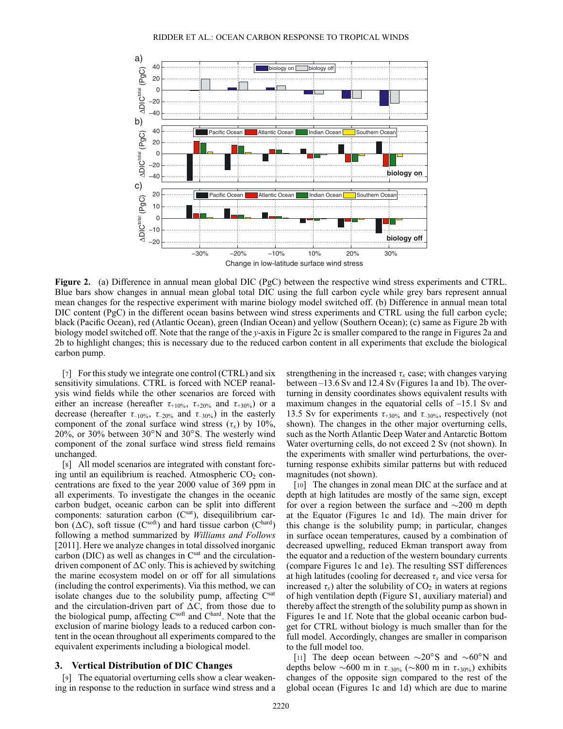**Figure 2.** (a) Difference in annual mean global DIC (PgC) between the respective wind stress experiments and CTRL. Blue bars show changes in annual mean global total DIC using the full carbon cycle while grey bars represent annual mean changes for the respective experiment with marine biology model switched off. (b) Difference in annual mean total DIC content (PgC) in the different ocean basins between wind stress experiments and CTRL using the full carbon cycle; black (Pacific Ocean), red (Atlantic Ocean), green (Indian Ocean) and yellow (Southern Ocean); (c) same as Figure 2b with biology model switched off. Note that the range of the *y*-axis in Figure 2c is smaller compared to the range in Figures 2a and 2b to highlight changes; this is necessary due to the reduced carbon content in all experiments that exclude the biological carbon pump.

[7] For this study we integrate one control (CTRL) and six sensitivity simulations. CTRL is forced with NCEP reanalysis wind fields while the other scenarios are forced with either an increase (hereafter $\tau_{+10\%}$, $\tau_{+20\%}$ and $\tau_{+30\%}$) or a decrease (hereafter $\tau_{-10\%}$, $\tau_{-20\%}$ and $\tau_{-30\%}$) in the easterly component of the zonal surface wind stress ($\tau_x$) by 10%, 20%, or 30% between 30°N and 30°S. The westerly wind component of the zonal surface wind stress field remains unchanged.

[8] All model scenarios are integrated with constant forcing until an equilibrium is reached. Atmospheric $CO_2$ concentrations are fixed to the year 2000 value of 369 ppm in all experiments. To investigate the changes in the oceanic carbon budget, oceanic carbon can be split into different components: saturation carbon ($C^{sat}$), disequilibrium carbon ($\Delta C$), soft tissue ($C^{soft}$) and hard tissue carbon ($C^{hard}$) following a method summarized by *Williams and Follows* [2011]. Here we analyze changes in total dissolved inorganic carbon (DIC) as well as changes in $C^{sat}$ and the circulation-driven component of $\Delta C$ only. This is achieved by switching the marine ecosystem model on or off for all simulations (including the control experiments). Via this method, we can isolate changes due to the solubility pump, affecting $C^{sat}$ and the circulation-driven part of $\Delta C$, from those due to the biological pump, affecting $C^{soft}$ and $C^{hard}$. Note that the exclusion of marine biology leads to a reduced carbon content in the ocean throughout all experiments compared to the equivalent experiments including a biological model.

## 3. Vertical Distribution of DIC Changes

[9] The equatorial overturning cells show a clear weakening in response to the reduction in surface wind stress and a strengthening in the increased $\tau_x$ case; with changes varying between –13.6 Sv and 12.4 Sv (Figures 1a and 1b). The overturning in density coordinates shows equivalent results with maximum changes in the equatorial cells of –15.1 Sv and 13.5 Sv for experiments $\tau_{+30\%}$ and $\tau_{-30\%}$, respectively (not shown). The changes in the other major overturning cells, such as the North Atlantic Deep Water and Antarctic Bottom Water overturning cells, do not exceed 2 Sv (not shown). In the experiments with smaller wind perturbations, the overturning response exhibits similar patterns but with reduced magnitudes (not shown).

[10] The changes in zonal mean DIC at the surface and at depth at high latitudes are mostly of the same sign, except for over a region between the surface and ~200 m depth at the Equator (Figures 1c and 1d). The main driver for this change is the solubility pump; in particular, changes in surface ocean temperatures, caused by a combination of decreased upwelling, reduced Ekman transport away from the equator and a reduction of the western boundary currents (compare Figures 1c and 1e). The resulting SST differences at high latitudes (cooling for decreased $\tau_x$ and vice versa for increased $\tau_x$) alter the solubility of $CO_2$ in waters at regions of high ventilation depth (Figure S1, auxiliary material) and thereby affect the strength of the solubility pump as shown in Figures 1e and 1f. Note that the global oceanic carbon budget for CTRL without biology is much smaller than for the full model. Accordingly, changes are smaller in comparison to the full model too.

[11] The deep ocean between ~20°S and ~60°N and depths below ~600 m in $\tau_{-30\%}$ (~800 m in $\tau_{+30\%}$) exhibits changes of the opposite sign compared to the rest of the global ocean (Figures 1c and 1d) which are due to marine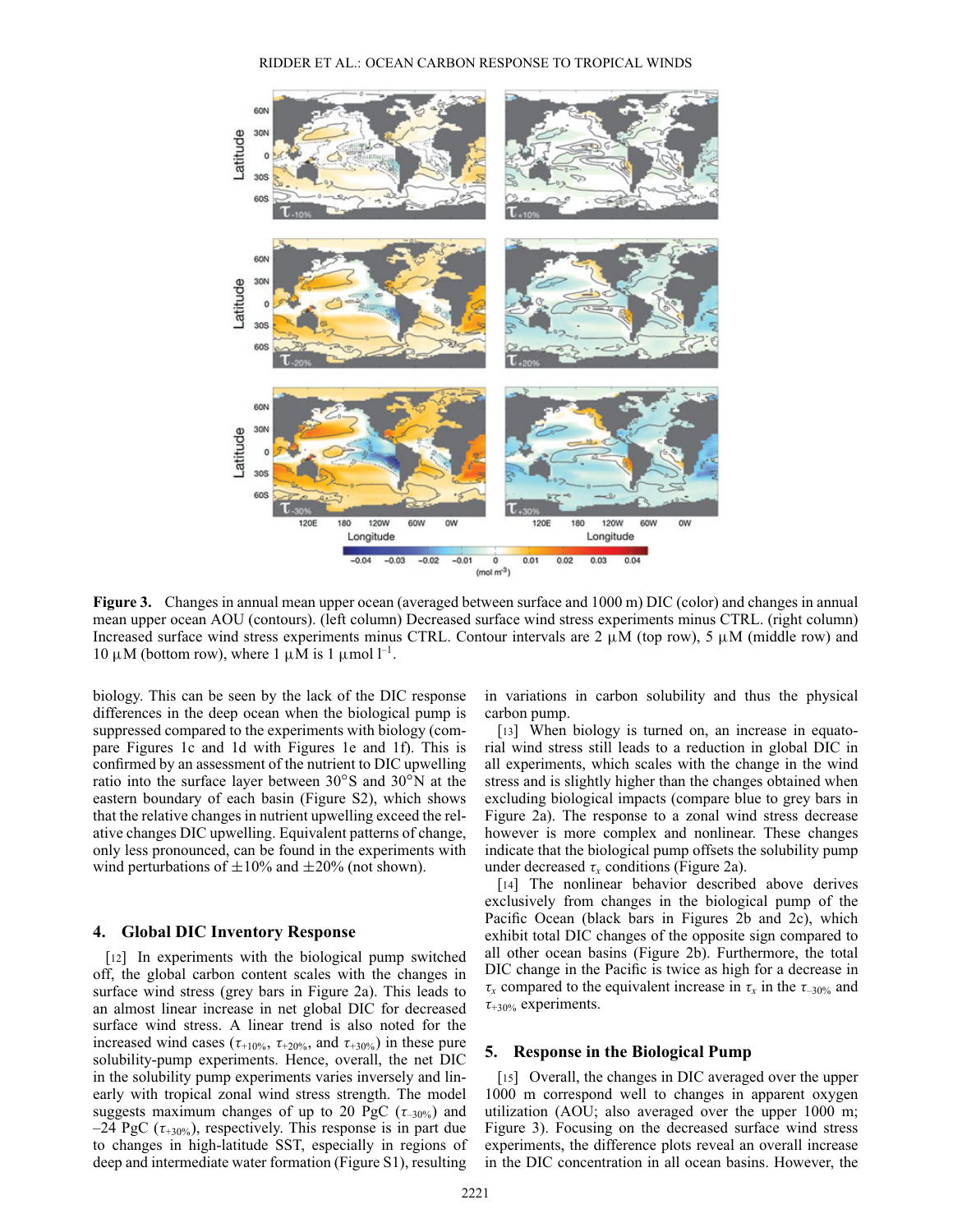**Figure 3.** Changes in annual mean upper ocean (averaged between surface and 1000 m) DIC (color) and changes in annual mean upper ocean AOU (contours). (left column) Decreased surface wind stress experiments minus CTRL. (right column) Increased surface wind stress experiments minus CTRL. Contour intervals are 2 μM (top row), 5 μM (middle row) and 10 μM (bottom row), where 1 μM is 1 μmol $l^{-1}$.

biology. This can be seen by the lack of the DIC response differences in the deep ocean when the biological pump is suppressed compared to the experiments with biology (compare Figures 1c and 1d with Figures 1e and 1f). This is confirmed by an assessment of the nutrient to DIC upwelling ratio into the surface layer between 30°S and 30°N at the eastern boundary of each basin (Figure S2), which shows that the relative changes in nutrient upwelling exceed the relative changes DIC upwelling. Equivalent patterns of change, only less pronounced, can be found in the experiments with wind perturbations of ±10% and ±20% (not shown).

## 4. Global DIC Inventory Response

[12] In experiments with the biological pump switched off, the global carbon content scales with the changes in surface wind stress (grey bars in Figure 2a). This leads to an almost linear increase in net global DIC for decreased surface wind stress. A linear trend is also noted for the increased wind cases ($\tau_{+10\%}$, $\tau_{+20\%}$, and $\tau_{+30\%}$) in these pure solubility-pump experiments. Hence, overall, the net DIC in the solubility pump experiments varies inversely and linearly with tropical zonal wind stress strength. The model suggests maximum changes of up to 20 PgC ($\tau_{-30\%}$) and –24 PgC ($\tau_{+30\%}$), respectively. This response is in part due to changes in high-latitude SST, especially in regions of deep and intermediate water formation (Figure S1), resulting in variations in carbon solubility and thus the physical carbon pump.

[13] When biology is turned on, an increase in equatorial wind stress still leads to a reduction in global DIC in all experiments, which scales with the change in the wind stress and is slightly higher than the changes obtained when excluding biological impacts (compare blue to grey bars in Figure 2a). The response to a zonal wind stress decrease however is more complex and nonlinear. These changes indicate that the biological pump offsets the solubility pump under decreased $\tau_x$ conditions (Figure 2a).

[14] The nonlinear behavior described above derives exclusively from changes in the biological pump of the Pacific Ocean (black bars in Figures 2b and 2c), which exhibit total DIC changes of the opposite sign compared to all other ocean basins (Figure 2b). Furthermore, the total DIC change in the Pacific is twice as high for a decrease in $\tau_x$ compared to the equivalent increase in $\tau_x$ in the $\tau_{-30\%}$ and $\tau_{+30\%}$ experiments.

## 5. Response in the Biological Pump

[15] Overall, the changes in DIC averaged over the upper 1000 m correspond well to changes in apparent oxygen utilization (AOU; also averaged over the upper 1000 m; Figure 3). Focusing on the decreased surface wind stress experiments, the difference plots reveal an overall increase in the DIC concentration in all ocean basins. However, the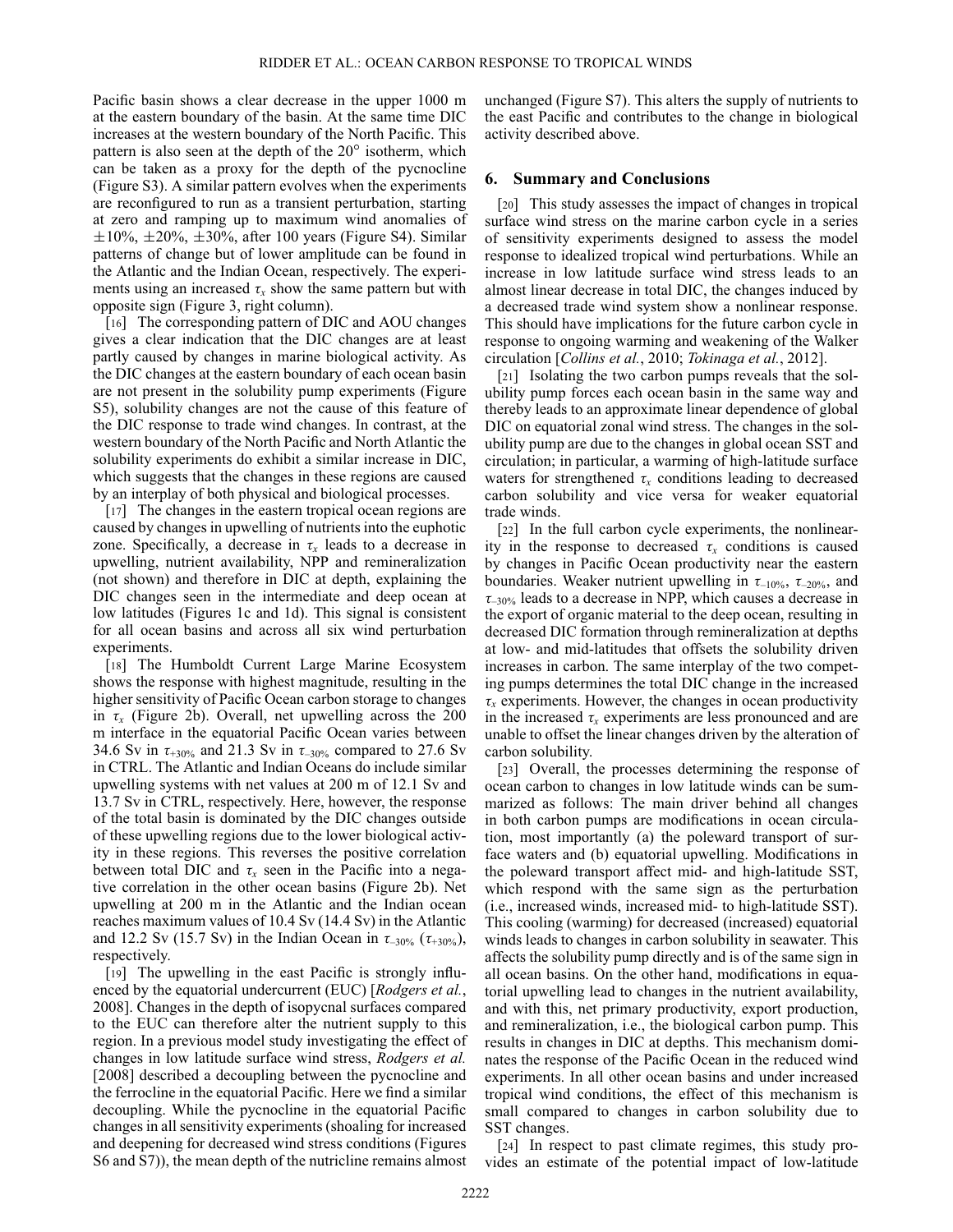Pacific basin shows a clear decrease in the upper 1000 m at the eastern boundary of the basin. At the same time DIC increases at the western boundary of the North Pacific. This pattern is also seen at the depth of the 20° isotherm, which can be taken as a proxy for the depth of the pycnocline (Figure S3). A similar pattern evolves when the experiments are reconfigured to run as a transient perturbation, starting at zero and ramping up to maximum wind anomalies of $\pm10\%$, $\pm20\%$, $\pm30\%$, after 100 years (Figure S4). Similar patterns of change but of lower amplitude can be found in the Atlantic and the Indian Ocean, respectively. The experiments using an increased $\tau_x$ show the same pattern but with opposite sign (Figure 3, right column).

[16] The corresponding pattern of DIC and AOU changes gives a clear indication that the DIC changes are at least partly caused by changes in marine biological activity. As the DIC changes at the eastern boundary of each ocean basin are not present in the solubility pump experiments (Figure S5), solubility changes are not the cause of this feature of the DIC response to trade wind changes. In contrast, at the western boundary of the North Pacific and North Atlantic the solubility experiments do exhibit a similar increase in DIC, which suggests that the changes in these regions are caused by an interplay of both physical and biological processes.

[17] The changes in the eastern tropical ocean regions are caused by changes in upwelling of nutrients into the euphotic zone. Specifically, a decrease in $\tau_x$ leads to a decrease in upwelling, nutrient availability, NPP and remineralization (not shown) and therefore in DIC at depth, explaining the DIC changes seen in the intermediate and deep ocean at low latitudes (Figures 1c and 1d). This signal is consistent for all ocean basins and across all six wind perturbation experiments.

[18] The Humboldt Current Large Marine Ecosystem shows the response with highest magnitude, resulting in the higher sensitivity of Pacific Ocean carbon storage to changes in $\tau_x$ (Figure 2b). Overall, net upwelling across the 200 m interface in the equatorial Pacific Ocean varies between 34.6 Sv in $\tau_{+30\%}$ and 21.3 Sv in $\tau_{-30\%}$ compared to 27.6 Sv in CTRL. The Atlantic and Indian Oceans do include similar upwelling systems with net values at 200 m of 12.1 Sv and 13.7 Sv in CTRL, respectively. Here, however, the response of the total basin is dominated by the DIC changes outside of these upwelling regions due to the lower biological activity in these regions. This reverses the positive correlation between total DIC and $\tau_x$ seen in the Pacific into a negative correlation in the other ocean basins (Figure 2b). Net upwelling at 200 m in the Atlantic and Indian ocean reaches maximum values of 10.4 Sv (14.4 Sv) in the Atlantic and 12.2 Sv (15.7 Sv) in the Indian Ocean in $\tau_{-30\%}$ ($\tau_{+30\%}$), respectively.

[19] The upwelling in the east Pacific is strongly influenced by the equatorial undercurrent (EUC) [*Rodgers et al.*, 2008]. Changes in the depth of isopycnal surfaces compared to the EUC can therefore alter the nutrient supply to this region. In a previous model study investigating the effect of changes in low latitude surface wind stress, *Rodgers et al.* [2008] described a decoupling between the pycnocline and the ferrocline in the equatorial Pacific. Here we find a similar decoupling. While the pycnocline in the equatorial Pacific changes in all sensitivity experiments (shoaling for increased and deepening for decreased wind stress conditions (Figures S6 and S7)), the mean depth of the nutricline remains almost unchanged (Figure S7). This alters the supply of nutrients to the east Pacific and contributes to the change in biological activity described above.

## 6. Summary and Conclusions

[20] This study assesses the impact of changes in tropical surface wind stress on the marine carbon cycle in a series of sensitivity experiments designed to assess the model response to idealized tropical wind perturbations. While an increase in low latitude surface wind stress leads to an almost linear decrease in total DIC, the changes induced by a decreased trade wind system show a nonlinear response. This should have implications for the future carbon cycle in response to ongoing warming and weakening of the Walker circulation [*Collins et al.*, 2010; *Tokinaga et al.*, 2012].

[21] Isolating the two carbon pumps reveals that the solubility pump forces each ocean basin in the same way and thereby leads to an approximate linear dependence of global DIC on equatorial zonal wind stress. The changes in the solubility pump are due to the changes in global ocean SST and circulation; in particular, a warming of high-latitude surface waters for strengthened $\tau_x$ conditions leading to decreased carbon solubility and vice versa for weaker equatorial trade winds.

[22] In the full carbon cycle experiments, the nonlinearity in the response to decreased $\tau_x$ conditions is caused by changes in Pacific Ocean productivity near the eastern boundaries. Weaker nutrient upwelling in $\tau_{-10\%}$, $\tau_{-20\%}$, and $\tau_{-30\%}$ leads to a decrease in NPP, which causes a decrease in the export of organic material to the deep ocean, resulting in decreased DIC formation through remineralization at depths at low- and mid-latitudes that offsets the solubility driven increases in carbon. The same interplay of the two competing pumps determines the total DIC change in the increased $\tau_x$ experiments. However, the changes in ocean productivity in the increased $\tau_x$ experiments are less pronounced and are unable to offset the linear changes driven by the alteration of carbon solubility.

[23] Overall, the processes determining the response of ocean carbon to changes in low latitude winds can be summarized as follows: The main driver behind all changes in both carbon pumps are modifications in ocean circulation, most importantly (a) the poleward transport of surface waters and (b) equatorial upwelling. Modifications in the poleward transport affect mid- and high-latitude SST, which respond with the same sign as the perturbation (i.e., increased winds, increased mid- to high-latitude SST). This cooling (warming) for decreased (increased) equatorial winds leads to changes in carbon solubility in seawater. This affects the solubility pump directly and is of the same sign in all ocean basins. On the other hand, modifications in equatorial upwelling lead to changes in the nutrient availability, and with this, net primary productivity, export production, and remineralization, i.e., the biological carbon pump. This results in changes in DIC at depths. This mechanism dominates the response of the Pacific Ocean in the reduced wind experiments. In all other ocean basins and under increased tropical wind conditions, the effect of this mechanism is small compared to changes in carbon solubility due to SST changes.

[24] In respect to past climate regimes, this study provides an estimate of the potential impact of low-latitude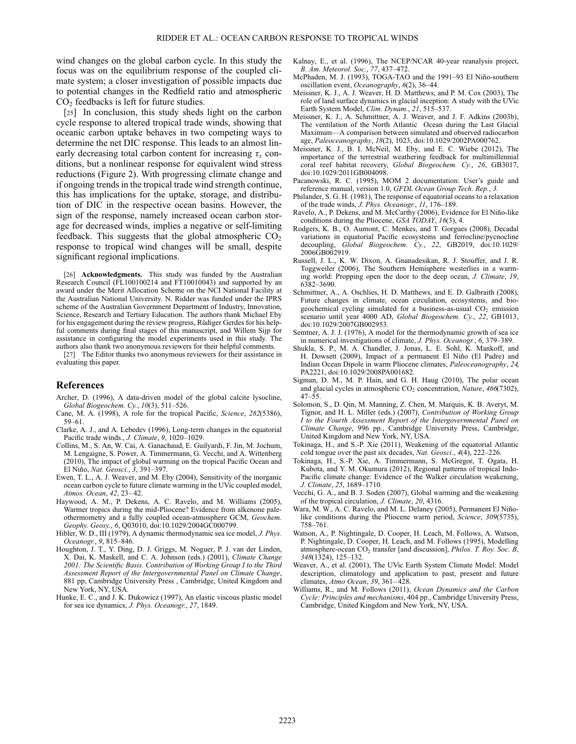wind changes on the global carbon cycle. In this study the focus was on the equilibrium response of the coupled climate system; a closer investigation of possible impacts due to potential changes in the Redfield ratio and atmospheric $CO_2$ feedbacks is left for future studies.

[25] In conclusion, this study sheds light on the carbon cycle response to altered tropical trade winds, showing that oceanic carbon uptake behaves in two competing ways to determine the net DIC response. This leads to an almost linearly decreasing total carbon content for increasing $\tau_x$ conditions, but a nonlinear response for equivalent wind stress reductions (Figure 2). With progressing climate change and if ongoing trends in the tropical trade wind strength continue, this has implications for the uptake, storage, and distribution of DIC in the respective ocean basins. However, the sign of the response, namely increased ocean carbon storage for decreased winds, implies a negative or self-limiting feedback. This suggests that the global atmospheric $CO_2$ response to tropical wind changes will be small, despite significant regional implications.

[26] **Acknowledgments.** This study was funded by the Australian Research Council (FL100100214 and FT10010043) and supported by an award under the Merit Allocation Scheme on the NCI National Facility at the Australian National University. N. Ridder was funded under the IPRS scheme of the Australian Government Department of Industry, Innovation, Science, Research and Tertiary Education. The authors thank Michael Eby for his engagement during the review progress, Rüdiger Gerdes for his helpful comments during final stages of this manuscript, and Willem Sijp for assistance in configuring the model experiments used in this study. The authors also thank two anonymous reviewers for their helpful comments.

[27] The Editor thanks two anonymous reviewers for their assistance in evaluating this paper.

## References

Archer, D. (1996), A data-driven model of the global calcite lysocline, *Global Biogeochem. Cy.*, *10*(3), 511–526.

Cane, M. A. (1998), A role for the tropical Pacific, *Science*, *282*(5386), 59–61.

Clarke, A. J., and A. Lebedev (1996), Long-term changes in the equatorial Pacific trade winds., *J. Climate*, *9*, 1020–1029.

Collins, M., S. An, W. Cai, A. Ganachaud, E. Guilyardi, F. Jin, M. Jochum, M. Lengaigne, S. Power, A. Timmermann, G. Vecchi, and A. Wittenberg (2010), The impact of global warming on the tropical Pacific Ocean and El Niño, *Nat. Geosci.*, *3*, 391–397.

Ewen, T. L., A. J. Weaver, and M. Eby (2004), Sensitivity of the inorganic ocean carbon cycle to future climate warming in the UVic coupled model, *Atmos. Ocean*, *42*, 23–42.

Haywood, A. M., P. Dekens, A. C. Ravelo, and M. Williams (2005), Warmer tropics during the mid-Pliocene? Evidence from alkenone paleothermometry and a fully coupled ocean-atmosphere GCM, *Geochem. Geophy. Geosy.*, *6*, Q03010, doi:10.1029/2004GC000799.

Hibler, W. D., III (1979), A dynamic thermodynamic sea ice model, *J. Phys. Oceanogr.*, *9*, 815–846.

Houghton, J. T., Y. Ding, D. J. Griggs, M. Noguer, P. J. van der Linden, X. Dai, K. Maskell, and C. A. Johnson (eds.) (2001), *Climate Change 2001: The Scientific Basis. Contribution of Working Group I to the Third Assessment Report of the Intergovernmental Panel on Climate Change*, 881 pp, Cambridge University Press , Cambridge, United Kingdom and New York, NY, USA.

Hunke, E. C., and J. K. Dukowicz (1997), An elastic viscous plastic model for sea ice dynamics, *J. Phys. Oceanogr.*, *27*, 1849.

Kalnay, E., et al. (1996), The NCEP/NCAR 40-year reanalysis project, *B. Am. Meteorol. Soc.*, *77*, 437–472.

McPhaden, M. J. (1993), TOGA-TAO and the 1991–93 El Niño-southern oscillation event, *Oceanography*, *6*(2), 36–44.

Meissner, K. J., A. J. Weaver, H. D. Matthews, and P. M. Cox (2003), The role of land surface dynamics in glacial inception: A study with the UVic Earth System Model, *Clim. Dynam.*, *21*, 515–537.

Meissner, K. J., A. Schmittner, A. J. Weaver, and J. F. Adkins (2003b), The ventilation of the North Atlantic Ocean during the Last Glacial Maximum—A comparison between simulated and observed radiocarbon age, *Paleoceanography*, *18*(2), 1023, doi:10.1029/2002PA000762.

Meissner, K. J., B. I. McNeil, M. Eby, and E. C. Wiebe (2012), The importance of the terrestrial weathering feedback for multimillennial coral reef habitat recovery, *Global Biogeochem. Cy.*, *26*, GB3017, doi:10.1029/2011GB004098.

Pacanowski, R. C. (1995), MOM 2 documentation: User's guide and reference manual, version 1.0, *GFDL Ocean Group Tech. Rep.*, *3.*

Philander, S. G. H. (1981), The response of equatorial oceans to a relaxation of the trade winds, *J. Phys. Oceanogr.*, *11*, 176–189.

Ravelo, A., P. Dekens, and M. McCarthy (2006), Evidence for El Niño-like conditions during the Pliocene, *GSA TODAY*, *16*(3), 4.

Rodgers, K. B., O. Aumont, C. Menkes, and T. Gorgues (2008), Decadal variations in equatorial Pacific ecosystems and ferrocline/pycnocline decoupling, *Global Biogeochem. Cy.*, *22*, GB2019, doi:10.1029/2006GB002919.

Russell, J. L., K. W. Dixon, A. Gnanadesikan, R. J. Stouffer, and J. R. Toggweiler (2006), The Southern Hemisphere westerlies in a warming world: Propping open the door to the deep ocean, *J. Climate*, *19*, 6382–3690.

Schmittner, A., A. Oschlies, H. D. Matthews, and E. D. Galbraith (2008), Future changes in climate, ocean circulation, ecosystems, and biogeochemical cycling simulated for a business-as-usual $CO_2$ emission scenario until year 4000 AD, *Global Biogeochem. Cy.*, *22*, GB1013, doi:10.1029/2007GB002953.

Semtner, A. J. J. (1976), A model for the thermodynamic growth of sea ice in numerical investigations of climate, *J. Phys. Oceanogr.*, *6*, 379–389.

Shukla, S. P., M. A. Chandler, J. Jonas, L. E. Sohl, K. Mankoff, and H. Dowsett (2009), Impact of a permanent El Niño (El Padre) and Indian Ocean Dipole in warm Pliocene climates, *Paleoceanography*, *24*, PA2221, doi:10.1029/2008PA001682.

Sigman, D. M., M. P. Hain, and G. H. Haug (2010), The polar ocean and glacial cycles in atmospheric $CO_2$ concentration, *Nature*, *466*(7302), 47–55.

Solomon, S., D. Qin, M. Manning, Z. Chen, M. Marquis, K. B. Averyt, M. Tignor, and H. L. Miller (eds.) (2007), *Contribution of Working Group I to the Fourth Assessment Report of the Intergovernmental Panel on Climate Change*, 996 pp., Cambridge University Press, Cambridge, United Kingdom and New York, NY, USA.

Tokinaga, H., and S.-P. Xie (2011), Weakening of the equatorial Atlantic cold tongue over the past six decades, *Nat. Geosci.*, *4*(4), 222–226.

Tokinaga, H., S.-P. Xie, A. Timmermann, S. McGregor, T. Ogata, H. Kubota, and Y. M. Okumura (2012), Regional patterns of tropical Indo-Pacific climate change: Evidence of the Walker circulation weakening, *J. Climate*, *25*, 1689–1710.

Vecchi, G. A., and B. J. Soden (2007), Global warming and the weakening of the tropical circulation, *J. Climate*, *20*, 4316.

Wara, M. W., A. C. Ravelo, and M. L. Delaney (2005), Permanent El Niño-like conditions during the Pliocene warm period, *Science*, *309*(5735), 758–761.

Watson, A., P. Nightingale, D. Cooper, H. Leach, M. Follows, A. Watson, P. Nightingale, D. Cooper, H. Leach, and M. Follows (1995), Modelling atmosphere-ocean $CO_2$ transfer [and discussion], *Philos. T. Roy. Soc. B*, *348*(1324), 125–132.

Weaver, A., et al. (2001), The UVic Earth System Climate Model: Model description, climatology and application to past, present and future climates, *Atmo Ocean*, *39*, 361– 428.

Williams, R., and M. Follows (2011), *Ocean Dynamics and the Carbon Cycle: Principles and mechanisms*, 404 pp., Cambridge University Press, Cambridge, United Kingdom and New York, NY, USA.